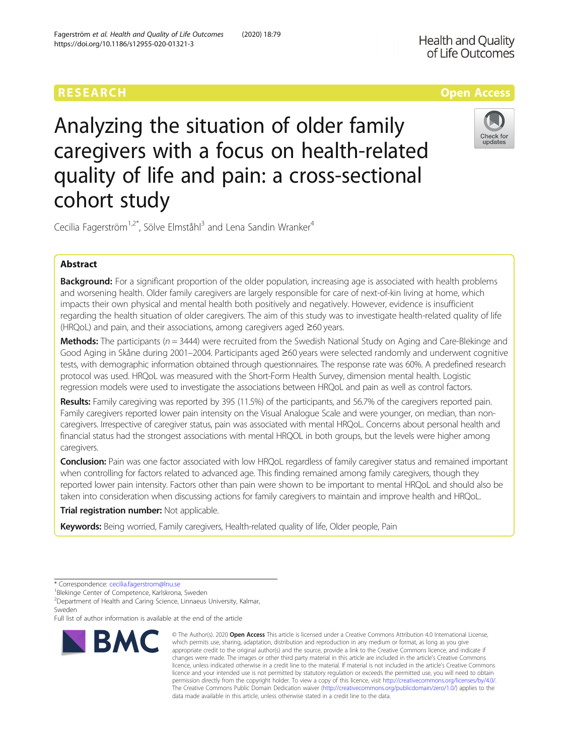RESEARCH

Open Access

# Analyzing the situation of older family caregivers with a focus on health-related quality of life and pain: a cross-sectional cohort study

Cecilia Fagerström[1,2*], Sölve Elmståhl[3] and Lena Sandin Wranker[4]

## Abstract

**Background:** For a significant proportion of the older population, increasing age is associated with health problems and worsening health. Older family caregivers are largely responsible for care of next-of-kin living at home, which impacts their own physical and mental health both positively and negatively. However, evidence is insufficient regarding the health situation of older caregivers. The aim of this study was to investigate health-related quality of life (HRQoL) and pain, and their associations, among caregivers aged ≥60 years.

**Methods:** The participants ($n = 3444$) were recruited from the Swedish National Study on Aging and Care-Blekinge and Good Aging in Skåne during 2001–2004. Participants aged ≥60 years were selected randomly and underwent cognitive tests, with demographic information obtained through questionnaires. The response rate was 60%. A predefined research protocol was used. HRQoL was measured with the Short-Form Health Survey, dimension mental health. Logistic regression models were used to investigate the associations between HRQoL and pain as well as control factors.

**Results:** Family caregiving was reported by 395 (11.5%) of the participants, and 56.7% of the caregivers reported pain. Family caregivers reported lower pain intensity on the Visual Analogue Scale and were younger, on median, than non-caregivers. Irrespective of caregiver status, pain was associated with mental HRQoL. Concerns about personal health and financial status had the strongest associations with mental HRQOL in both groups, but the levels were higher among caregivers.

**Conclusion:** Pain was one factor associated with low HRQoL regardless of family caregiver status and remained important when controlling for factors related to advanced age. This finding remained among family caregivers, though they reported lower pain intensity. Factors other than pain were shown to be important to mental HRQoL and should also be taken into consideration when discussing actions for family caregivers to maintain and improve health and HRQoL.

**Trial registration number:** Not applicable.

**Keywords:** Being worried, Family caregivers, Health-related quality of life, Older people, Pain

---

* Correspondence: cecilia.fagerstrom@lnu.se
[1]Blekinge Center of Competence, Karlskrona, Sweden
[2]Department of Health and Caring Science, Linnaeus University, Kalmar, Sweden
Full list of author information is available at the end of the article

© The Author(s). 2020 **Open Access** This article is licensed under a Creative Commons Attribution 4.0 International License, which permits use, sharing, adaptation, distribution and reproduction in any medium or format, as long as you give appropriate credit to the original author(s) and the source, provide a link to the Creative Commons licence, and indicate if changes were made. The images or other third party material in this article are included in the article's Creative Commons licence, unless indicated otherwise in a credit line to the material. If material is not included in the article's Creative Commons licence and your intended use is not permitted by statutory regulation or exceeds the permitted use, you will need to obtain permission directly from the copyright holder. To view a copy of this licence, visit http://creativecommons.org/licenses/by/4.0/. The Creative Commons Public Domain Dedication waiver (http://creativecommons.org/publicdomain/zero/1.0/) applies to the data made available in this article, unless otherwise stated in a credit line to the data.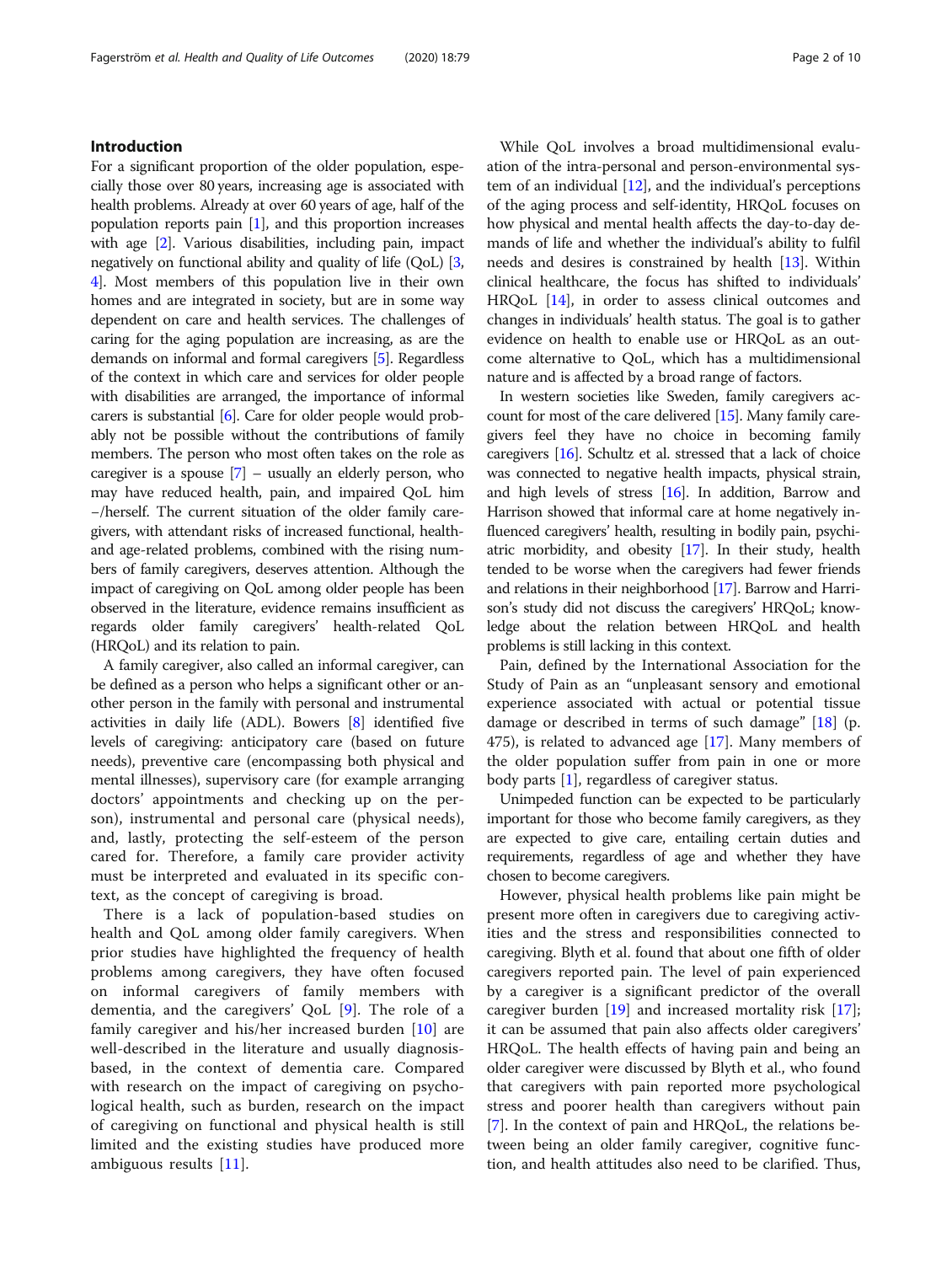## Introduction

For a significant proportion of the older population, especially those over 80 years, increasing age is associated with health problems. Already at over 60 years of age, half of the population reports pain [1], and this proportion increases with age [2]. Various disabilities, including pain, impact negatively on functional ability and quality of life (QoL) [3, 4]. Most members of this population live in their own homes and are integrated in society, but are in some way dependent on care and health services. The challenges of caring for the aging population are increasing, as are the demands on informal and formal caregivers [5]. Regardless of the context in which care and services for older people with disabilities are arranged, the importance of informal carers is substantial [6]. Care for older people would probably not be possible without the contributions of family members. The person who most often takes on the role as caregiver is a spouse [7] – usually an elderly person, who may have reduced health, pain, and impaired QoL him −/herself. The current situation of the older family caregivers, with attendant risks of increased functional, health- and age-related problems, combined with the rising numbers of family caregivers, deserves attention. Although the impact of caregiving on QoL among older people has been observed in the literature, evidence remains insufficient as regards older family caregivers' health-related QoL (HRQoL) and its relation to pain.

A family caregiver, also called an informal caregiver, can be defined as a person who helps a significant other or another person in the family with personal and instrumental activities in daily life (ADL). Bowers [8] identified five levels of caregiving: anticipatory care (based on future needs), preventive care (encompassing both physical and mental illnesses), supervisory care (for example arranging doctors' appointments and checking up on the person), instrumental and personal care (physical needs), and, lastly, protecting the self-esteem of the person cared for. Therefore, a family care provider activity must be interpreted and evaluated in its specific context, as the concept of caregiving is broad.

There is a lack of population-based studies on health and QoL among older family caregivers. When prior studies have highlighted the frequency of health problems among caregivers, they have often focused on informal caregivers of family members with dementia, and the caregivers' QoL [9]. The role of a family caregiver and his/her increased burden [10] are well-described in the literature and usually diagnosis-based, in the context of dementia care. Compared with research on the impact of caregiving on psychological health, such as burden, research on the impact of caregiving on functional and physical health is still limited and the existing studies have produced more ambiguous results [11].

While QoL involves a broad multidimensional evaluation of the intra-personal and person-environmental system of an individual [12], and the individual's perceptions of the aging process and self-identity, HRQoL focuses on how physical and mental health affects the day-to-day demands of life and whether the individual's ability to fulfil needs and desires is constrained by health [13]. Within clinical healthcare, the focus has shifted to individuals' HRQoL [14], in order to assess clinical outcomes and changes in individuals' health status. The goal is to gather evidence on health to enable use or HRQoL as an outcome alternative to QoL, which has a multidimensional nature and is affected by a broad range of factors.

In western societies like Sweden, family caregivers account for most of the care delivered [15]. Many family caregivers feel they have no choice in becoming family caregivers [16]. Schultz et al. stressed that a lack of choice was connected to negative health impacts, physical strain, and high levels of stress [16]. In addition, Barrow and Harrison showed that informal care at home negatively influenced caregivers' health, resulting in bodily pain, psychiatric morbidity, and obesity [17]. In their study, health tended to be worse when the caregivers had fewer friends and relations in their neighborhood [17]. Barrow and Harrison's study did not discuss the caregivers' HRQoL; knowledge about the relation between HRQoL and health problems is still lacking in this context.

Pain, defined by the International Association for the Study of Pain as an "unpleasant sensory and emotional experience associated with actual or potential tissue damage or described in terms of such damage" [18] (p. 475), is related to advanced age [17]. Many members of the older population suffer from pain in one or more body parts [1], regardless of caregiver status.

Unimpeded function can be expected to be particularly important for those who become family caregivers, as they are expected to give care, entailing certain duties and requirements, regardless of age and whether they have chosen to become caregivers.

However, physical health problems like pain might be present more often in caregivers due to caregiving activities and the stress and responsibilities connected to caregiving. Blyth et al. found that about one fifth of older caregivers reported pain. The level of pain experienced by a caregiver is a significant predictor of the overall caregiver burden [19] and increased mortality risk [17]; it can be assumed that pain also affects older caregivers' HRQoL. The health effects of having pain and being an older caregiver were discussed by Blyth et al., who found that caregivers with pain reported more psychological stress and poorer health than caregivers without pain [7]. In the context of pain and HRQoL, the relations between being an older family caregiver, cognitive function, and health attitudes also need to be clarified. Thus,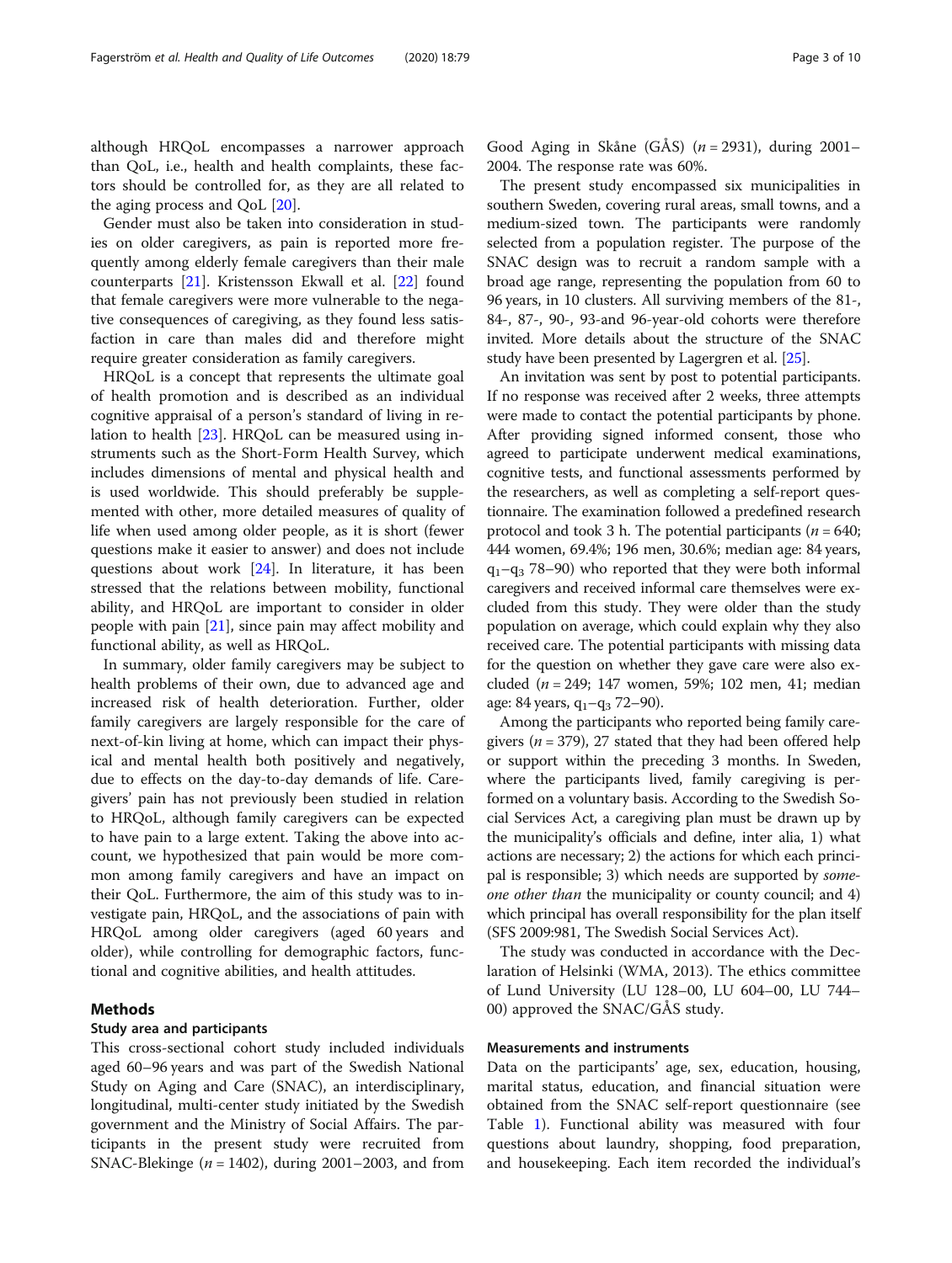although HRQoL encompasses a narrower approach than QoL, i.e., health and health complaints, these factors should be controlled for, as they are all related to the aging process and QoL [20].

Gender must also be taken into consideration in studies on older caregivers, as pain is reported more frequently among elderly female caregivers than their male counterparts [21]. Kristensson Ekwall et al. [22] found that female caregivers were more vulnerable to the negative consequences of caregiving, as they found less satisfaction in care than males did and therefore might require greater consideration as family caregivers.

HRQoL is a concept that represents the ultimate goal of health promotion and is described as an individual cognitive appraisal of a person's standard of living in relation to health [23]. HRQoL can be measured using instruments such as the Short-Form Health Survey, which includes dimensions of mental and physical health and is used worldwide. This should preferably be supplemented with other, more detailed measures of quality of life when used among older people, as it is short (fewer questions make it easier to answer) and does not include questions about work [24]. In literature, it has been stressed that the relations between mobility, functional ability, and HRQoL are important to consider in older people with pain [21], since pain may affect mobility and functional ability, as well as HRQoL.

In summary, older family caregivers may be subject to health problems of their own, due to advanced age and increased risk of health deterioration. Further, older family caregivers are largely responsible for the care of next-of-kin living at home, which can impact their physical and mental health both positively and negatively, due to effects on the day-to-day demands of life. Caregivers' pain has not previously been studied in relation to HRQoL, although family caregivers can be expected to have pain to a large extent. Taking the above into account, we hypothesized that pain would be more common among family caregivers and have an impact on their QoL. Furthermore, the aim of this study was to investigate pain, HRQoL, and the associations of pain with HRQoL among older caregivers (aged 60 years and older), while controlling for demographic factors, functional and cognitive abilities, and health attitudes.

## Methods

### Study area and participants

This cross-sectional cohort study included individuals aged 60–96 years and was part of the Swedish National Study on Aging and Care (SNAC), an interdisciplinary, longitudinal, multi-center study initiated by the Swedish government and the Ministry of Social Affairs. The participants in the present study were recruited from SNAC-Blekinge ($n = 1402$), during 2001–2003, and from Good Aging in Skåne (GÅS) ($n = 2931$), during 2001–2004. The response rate was 60%.

The present study encompassed six municipalities in southern Sweden, covering rural areas, small towns, and a medium-sized town. The participants were randomly selected from a population register. The purpose of the SNAC design was to recruit a random sample with a broad age range, representing the population from 60 to 96 years, in 10 clusters. All surviving members of the 81-, 84-, 87-, 90-, 93-and 96-year-old cohorts were therefore invited. More details about the structure of the SNAC study have been presented by Lagergren et al. [25].

An invitation was sent by post to potential participants. If no response was received after 2 weeks, three attempts were made to contact the potential participants by phone. After providing signed informed consent, those who agreed to participate underwent medical examinations, cognitive tests, and functional assessments performed by the researchers, as well as completing a self-report questionnaire. The examination followed a predefined research protocol and took 3 h. The potential participants ($n = 640$; 444 women, 69.4%; 196 men, 30.6%; median age: 84 years, $q_1$–$q_3$ 78–90) who reported that they were both informal caregivers and received informal care themselves were excluded from this study. They were older than the study population on average, which could explain why they also received care. The potential participants with missing data for the question on whether they gave care were also excluded ($n = 249$; 147 women, 59%; 102 men, 41; median age: 84 years, $q_1$–$q_3$ 72–90).

Among the participants who reported being family caregivers ($n = 379$), 27 stated that they had been offered help or support within the preceding 3 months. In Sweden, where the participants lived, family caregiving is performed on a voluntary basis. According to the Swedish Social Services Act, a caregiving plan must be drawn up by the municipality's officials and define, inter alia, 1) what actions are necessary; 2) the actions for which each principal is responsible; 3) which needs are supported by *someone other than* the municipality or county council; and 4) which principal has overall responsibility for the plan itself (SFS 2009:981, The Swedish Social Services Act).

The study was conducted in accordance with the Declaration of Helsinki (WMA, 2013). The ethics committee of Lund University (LU 128–00, LU 604–00, LU 744–00) approved the SNAC/GÅS study.

### Measurements and instruments

Data on the participants' age, sex, education, housing, marital status, education, and financial situation were obtained from the SNAC self-report questionnaire (see Table 1). Functional ability was measured with four questions about laundry, shopping, food preparation, and housekeeping. Each item recorded the individual's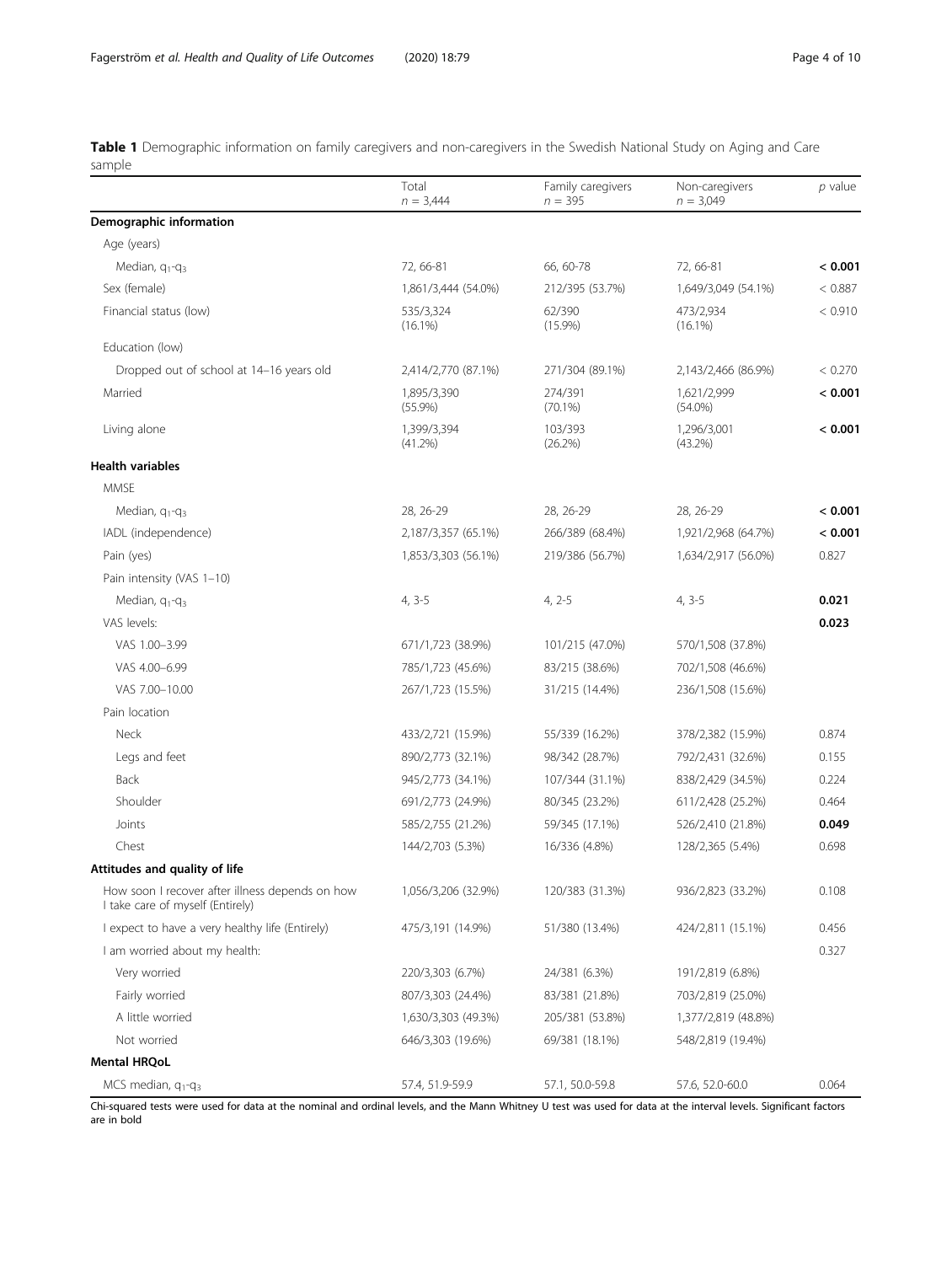**Table 1** Demographic information on family caregivers and non-caregivers in the Swedish National Study on Aging and Care sample

| | Total $n = 3,444$ | Family caregivers $n = 395$ | Non-caregivers $n = 3,049$ | *p* value |
|---|---|---|---|---|
| **Demographic information** | | | | |
| Age (years) | | | | |
| Median, $q_1$-$q_3$ | 72, 66-81 | 66, 60-78 | 72, 66-81 | **< 0.001** |
| Sex (female) | 1,861/3,444 (54.0%) | 212/395 (53.7%) | 1,649/3,049 (54.1%) | < 0.887 |
| Financial status (low) | 535/3,324 (16.1%) | 62/390 (15.9%) | 473/2,934 (16.1%) | < 0.910 |
| Education (low) | | | | |
| Dropped out of school at 14–16 years old | 2,414/2,770 (87.1%) | 271/304 (89.1%) | 2,143/2,466 (86.9%) | < 0.270 |
| Married | 1,895/3,390 (55.9%) | 274/391 (70.1%) | 1,621/2,999 (54.0%) | **< 0.001** |
| Living alone | 1,399/3,394 (41.2%) | 103/393 (26.2%) | 1,296/3,001 (43.2%) | **< 0.001** |
| **Health variables** | | | | |
| MMSE | | | | |
| Median, $q_1$-$q_3$ | 28, 26-29 | 28, 26-29 | 28, 26-29 | **< 0.001** |
| IADL (independence) | 2,187/3,357 (65.1%) | 266/389 (68.4%) | 1,921/2,968 (64.7%) | **< 0.001** |
| Pain (yes) | 1,853/3,303 (56.1%) | 219/386 (56.7%) | 1,634/2,917 (56.0%) | 0.827 |
| Pain intensity (VAS 1–10) | | | | |
| Median, $q_1$-$q_3$ | 4, 3-5 | 4, 2-5 | 4, 3-5 | **0.021** |
| VAS levels: | | | | **0.023** |
| VAS 1.00–3.99 | 671/1,723 (38.9%) | 101/215 (47.0%) | 570/1,508 (37.8%) | |
| VAS 4.00–6.99 | 785/1,723 (45.6%) | 83/215 (38.6%) | 702/1,508 (46.6%) | |
| VAS 7.00–10.00 | 267/1,723 (15.5%) | 31/215 (14.4%) | 236/1,508 (15.6%) | |
| Pain location | | | | |
| Neck | 433/2,721 (15.9%) | 55/339 (16.2%) | 378/2,382 (15.9%) | 0.874 |
| Legs and feet | 890/2,773 (32.1%) | 98/342 (28.7%) | 792/2,431 (32.6%) | 0.155 |
| Back | 945/2,773 (34.1%) | 107/344 (31.1%) | 838/2,429 (34.5%) | 0.224 |
| Shoulder | 691/2,773 (24.9%) | 80/345 (23.2%) | 611/2,428 (25.2%) | 0.464 |
| Joints | 585/2,755 (21.2%) | 59/345 (17.1%) | 526/2,410 (21.8%) | **0.049** |
| Chest | 144/2,703 (5.3%) | 16/336 (4.8%) | 128/2,365 (5.4%) | 0.698 |
| **Attitudes and quality of life** | | | | |
| How soon I recover after illness depends on how I take care of myself (Entirely) | 1,056/3,206 (32.9%) | 120/383 (31.3%) | 936/2,823 (33.2%) | 0.108 |
| I expect to have a very healthy life (Entirely) | 475/3,191 (14.9%) | 51/380 (13.4%) | 424/2,811 (15.1%) | 0.456 |
| I am worried about my health: | | | | 0.327 |
| Very worried | 220/3,303 (6.7%) | 24/381 (6.3%) | 191/2,819 (6.8%) | |
| Fairly worried | 807/3,303 (24.4%) | 83/381 (21.8%) | 703/2,819 (25.0%) | |
| A little worried | 1,630/3,303 (49.3%) | 205/381 (53.8%) | 1,377/2,819 (48.8%) | |
| Not worried | 646/3,303 (19.6%) | 69/381 (18.1%) | 548/2,819 (19.4%) | |
| **Mental HRQoL** | | | | |
| MCS median, $q_1$-$q_3$ | 57.4, 51.9-59.9 | 57.1, 50.0-59.8 | 57.6, 52.0-60.0 | 0.064 |

Chi-squared tests were used for data at the nominal and ordinal levels, and the Mann Whitney U test was used for data at the interval levels. Significant factors are in bold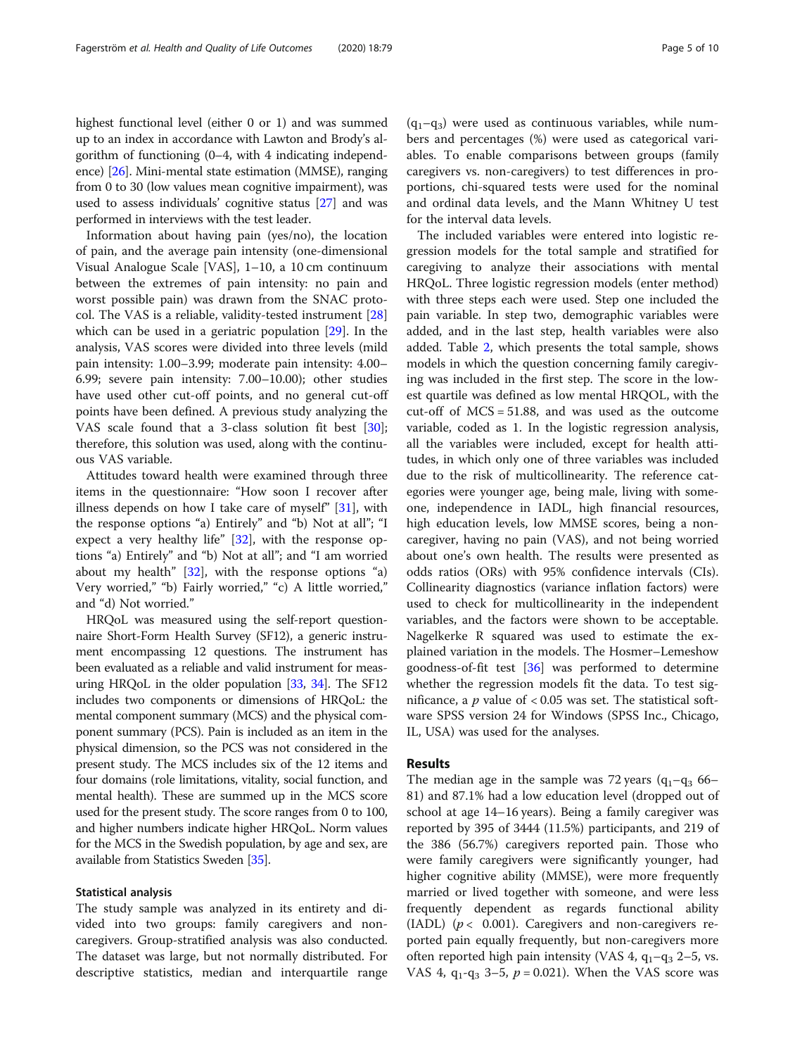highest functional level (either 0 or 1) and was summed up to an index in accordance with Lawton and Brody's algorithm of functioning (0–4, with 4 indicating independence) [26]. Mini-mental state estimation (MMSE), ranging from 0 to 30 (low values mean cognitive impairment), was used to assess individuals' cognitive status [27] and was performed in interviews with the test leader.

Information about having pain (yes/no), the location of pain, and the average pain intensity (one-dimensional Visual Analogue Scale [VAS], 1–10, a 10 cm continuum between the extremes of pain intensity: no pain and worst possible pain) was drawn from the SNAC protocol. The VAS is a reliable, validity-tested instrument [28] which can be used in a geriatric population [29]. In the analysis, VAS scores were divided into three levels (mild pain intensity: 1.00–3.99; moderate pain intensity: 4.00–6.99; severe pain intensity: 7.00–10.00); other studies have used other cut-off points, and no general cut-off points have been defined. A previous study analyzing the VAS scale found that a 3-class solution fit best [30]; therefore, this solution was used, along with the continuous VAS variable.

Attitudes toward health were examined through three items in the questionnaire: "How soon I recover after illness depends on how I take care of myself" [31], with the response options "a) Entirely" and "b) Not at all"; "I expect a very healthy life" [32], with the response options "a) Entirely" and "b) Not at all"; and "I am worried about my health" [32], with the response options "a) Very worried," "b) Fairly worried," "c) A little worried," and "d) Not worried."

HRQoL was measured using the self-report questionnaire Short-Form Health Survey (SF12), a generic instrument encompassing 12 questions. The instrument has been evaluated as a reliable and valid instrument for measuring HRQoL in the older population [33, 34]. The SF12 includes two components or dimensions of HRQoL: the mental component summary (MCS) and the physical component summary (PCS). Pain is included as an item in the physical dimension, so the PCS was not considered in the present study. The MCS includes six of the 12 items and four domains (role limitations, vitality, social function, and mental health). These are summed up in the MCS score used for the present study. The score ranges from 0 to 100, and higher numbers indicate higher HRQoL. Norm values for the MCS in the Swedish population, by age and sex, are available from Statistics Sweden [35].

### Statistical analysis

The study sample was analyzed in its entirety and divided into two groups: family caregivers and non-caregivers. Group-stratified analysis was also conducted. The dataset was large, but not normally distributed. For descriptive statistics, median and interquartile range ($q_1$–$q_3$) were used as continuous variables, while numbers and percentages (%) were used as categorical variables. To enable comparisons between groups (family caregivers vs. non-caregivers) to test differences in proportions, chi-squared tests were used for the nominal and ordinal data levels, and the Mann Whitney U test for the interval data levels.

The included variables were entered into logistic regression models for the total sample and stratified for caregiving to analyze their associations with mental HRQoL. Three logistic regression models (enter method) with three steps each were used. Step one included the pain variable. In step two, demographic variables were added, and in the last step, health variables were also added. Table 2, which presents the total sample, shows models in which the question concerning family caregiving was included in the first step. The score in the lowest quartile was defined as low mental HRQOL, with the cut-off of MCS = 51.88, and was used as the outcome variable, coded as 1. In the logistic regression analysis, all the variables were included, except for health attitudes, in which only one of three variables was included due to the risk of multicollinearity. The reference categories were younger age, being male, living with someone, independence in IADL, high financial resources, high education levels, low MMSE scores, being a non-caregiver, having no pain (VAS), and not being worried about one's own health. The results were presented as odds ratios (ORs) with 95% confidence intervals (CIs). Collinearity diagnostics (variance inflation factors) were used to check for multicollinearity in the independent variables, and the factors were shown to be acceptable. Nagelkerke R squared was used to estimate the explained variation in the models. The Hosmer–Lemeshow goodness-of-fit test [36] was performed to determine whether the regression models fit the data. To test significance, a $p$ value of < 0.05 was set. The statistical software SPSS version 24 for Windows (SPSS Inc., Chicago, IL, USA) was used for the analyses.

## Results

The median age in the sample was 72 years ($q_1$–$q_3$ 66–81) and 87.1% had a low education level (dropped out of school at age 14–16 years). Being a family caregiver was reported by 395 of 3444 (11.5%) participants, and 219 of the 386 (56.7%) caregivers reported pain. Those who were family caregivers were significantly younger, had higher cognitive ability (MMSE), were more frequently married or lived together with someone, and were less frequently dependent as regards functional ability (IADL) ($p < 0.001$). Caregivers and non-caregivers reported pain equally frequently, but non-caregivers more often reported high pain intensity (VAS 4, $q_1$–$q_3$ 2–5, vs. VAS 4, $q_1$-$q_3$ 3–5, $p = 0.021$). When the VAS score was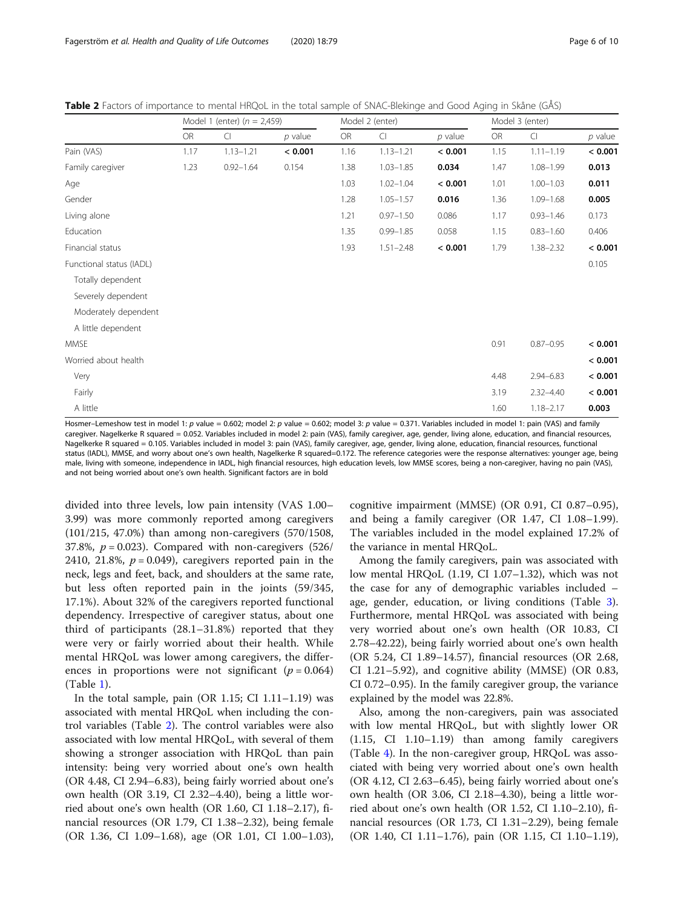**Table 2** Factors of importance to mental HRQoL in the total sample of SNAC-Blekinge and Good Aging in Skåne (GÅS)

| | Model 1 (enter) (*n* = 2,459) | | | Model 2 (enter) | | | Model 3 (enter) | | |
|---|---|---|---|---|---|---|---|---|---|
| | OR | CI | *p* value | OR | CI | *p* value | OR | CI | *p* value |
| Pain (VAS) | 1.17 | 1.13–1.21 | **< 0.001** | 1.16 | 1.13–1.21 | **< 0.001** | 1.15 | 1.11–1.19 | **< 0.001** |
| Family caregiver | 1.23 | 0.92–1.64 | 0.154 | 1.38 | 1.03–1.85 | **0.034** | 1.47 | 1.08–1.99 | **0.013** |
| Age | | | | 1.03 | 1.02–1.04 | **< 0.001** | 1.01 | 1.00–1.03 | **0.011** |
| Gender | | | | 1.28 | 1.05–1.57 | **0.016** | 1.36 | 1.09–1.68 | **0.005** |
| Living alone | | | | 1.21 | 0.97–1.50 | 0.086 | 1.17 | 0.93–1.46 | 0.173 |
| Education | | | | 1.35 | 0.99–1.85 | 0.058 | 1.15 | 0.83–1.60 | 0.406 |
| Financial status | | | | 1.93 | 1.51–2.48 | **< 0.001** | 1.79 | 1.38–2.32 | **< 0.001** |
| Functional status (IADL) | | | | | | | | | 0.105 |
| Totally dependent | | | | | | | | | |
| Severely dependent | | | | | | | | | |
| Moderately dependent | | | | | | | | | |
| A little dependent | | | | | | | | | |
| MMSE | | | | | | | 0.91 | 0.87–0.95 | **< 0.001** |
| Worried about health | | | | | | | | | **< 0.001** |
| Very | | | | | | | 4.48 | 2.94–6.83 | **< 0.001** |
| Fairly | | | | | | | 3.19 | 2.32–4.40 | **< 0.001** |
| A little | | | | | | | 1.60 | 1.18–2.17 | **0.003** |

Hosmer–Lemeshow test in model 1: *p* value = 0.602; model 2: *p* value = 0.602; model 3: *p* value = 0.371. Variables included in model 1: pain (VAS) and family caregiver. Nagelkerke R squared = 0.052. Variables included in model 2: pain (VAS), family caregiver, age, gender, living alone, education, and financial resources, Nagelkerke R squared = 0.105. Variables included in model 3: pain (VAS), family caregiver, age, gender, living alone, education, financial resources, functional status (IADL), MMSE, and worry about one's own health, Nagelkerke R squared=0.172. The reference categories were the response alternatives: younger age, being male, living with someone, independence in IADL, high financial resources, high education levels, low MMSE scores, being a non-caregiver, having no pain (VAS), and not being worried about one's own health. Significant factors are in bold

divided into three levels, low pain intensity (VAS 1.00–3.99) was more commonly reported among caregivers (101/215, 47.0%) than among non-caregivers (570/1508, 37.8%, $p = 0.023$). Compared with non-caregivers (526/2410, 21.8%, $p = 0.049$), caregivers reported pain in the neck, legs and feet, back, and shoulders at the same rate, but less often reported pain in the joints (59/345, 17.1%). About 32% of the caregivers reported functional dependency. Irrespective of caregiver status, about one third of participants (28.1–31.8%) reported that they were very or fairly worried about their health. While mental HRQoL was lower among caregivers, the differences in proportions were not significant ($p = 0.064$) (Table 1).

In the total sample, pain (OR 1.15; CI 1.11–1.19) was associated with mental HRQoL when including the control variables (Table 2). The control variables were also associated with low mental HRQoL, with several of them showing a stronger association with HRQoL than pain intensity: being very worried about one's own health (OR 4.48, CI 2.94–6.83), being fairly worried about one's own health (OR 3.19, CI 2.32–4.40), being a little worried about one's own health (OR 1.60, CI 1.18–2.17), financial resources (OR 1.79, CI 1.38–2.32), being female (OR 1.36, CI 1.09–1.68), age (OR 1.01, CI 1.00–1.03), cognitive impairment (MMSE) (OR 0.91, CI 0.87–0.95), and being a family caregiver (OR 1.47, CI 1.08–1.99). The variables included in the model explained 17.2% of the variance in mental HRQoL.

Among the family caregivers, pain was associated with low mental HRQoL (1.19, CI 1.07–1.32), which was not the case for any of demographic variables included – age, gender, education, or living conditions (Table 3). Furthermore, mental HRQoL was associated with being very worried about one's own health (OR 10.83, CI 2.78–42.22), being fairly worried about one's own health (OR 5.24, CI 1.89–14.57), financial resources (OR 2.68, CI 1.21–5.92), and cognitive ability (MMSE) (OR 0.83, CI 0.72–0.95). In the family caregiver group, the variance explained by the model was 22.8%.

Also, among the non-caregivers, pain was associated with low mental HRQoL, but with slightly lower OR (1.15, CI 1.10–1.19) than among family caregivers (Table 4). In the non-caregiver group, HRQoL was associated with being very worried about one's own health (OR 4.12, CI 2.63–6.45), being fairly worried about one's own health (OR 3.06, CI 2.18–4.30), being a little worried about one's own health (OR 1.52, CI 1.10–2.10), financial resources (OR 1.73, CI 1.31–2.29), being female (OR 1.40, CI 1.11–1.76), pain (OR 1.15, CI 1.10–1.19),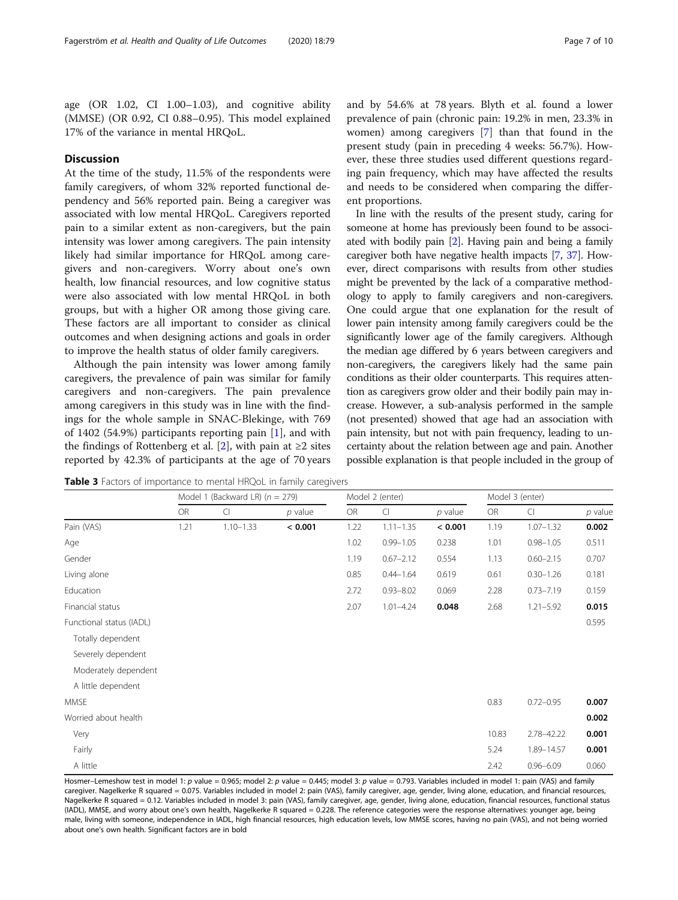age (OR 1.02, CI 1.00–1.03), and cognitive ability (MMSE) (OR 0.92, CI 0.88–0.95). This model explained 17% of the variance in mental HRQoL.

## Discussion

At the time of the study, 11.5% of the respondents were family caregivers, of whom 32% reported functional dependency and 56% reported pain. Being a caregiver was associated with low mental HRQoL. Caregivers reported pain to a similar extent as non-caregivers, but the pain intensity was lower among caregivers. The pain intensity likely had similar importance for HRQoL among caregivers and non-caregivers. Worry about one's own health, low financial resources, and low cognitive status were also associated with low mental HRQoL in both groups, but with a higher OR among those giving care. These factors are all important to consider as clinical outcomes and when designing actions and goals in order to improve the health status of older family caregivers.

Although the pain intensity was lower among family caregivers, the prevalence of pain was similar for family caregivers and non-caregivers. The pain prevalence among caregivers in this study was in line with the findings for the whole sample in SNAC-Blekinge, with 769 of 1402 (54.9%) participants reporting pain [1], and with the findings of Rottenberg et al. [2], with pain at ≥2 sites reported by 42.3% of participants at the age of 70 years and by 54.6% at 78 years. Blyth et al. found a lower prevalence of pain (chronic pain: 19.2% in men, 23.3% in women) among caregivers [7] than that found in the present study (pain in preceding 4 weeks: 56.7%). However, these three studies used different questions regarding pain frequency, which may have affected the results and needs to be considered when comparing the different proportions.

In line with the results of the present study, caring for someone at home has previously been found to be associated with bodily pain [2]. Having pain and being a family caregiver both have negative health impacts [7, 37]. However, direct comparisons with results from other studies might be prevented by the lack of a comparative methodology to apply to family caregivers and non-caregivers. One could argue that one explanation for the result of lower pain intensity among family caregivers could be the significantly lower age of the family caregivers. Although the median age differed by 6 years between caregivers and non-caregivers, the caregivers likely had the same pain conditions as their older counterparts. This requires attention as caregivers grow older and their bodily pain may increase. However, a sub-analysis performed in the sample (not presented) showed that age had an association with pain intensity, but not with pain frequency, leading to uncertainty about the relation between age and pain. Another possible explanation is that people included in the group of

**Table 3** Factors of importance to mental HRQoL in family caregivers

| | Model 1 (Backward LR) ($n$ = 279) | | | Model 2 (enter) | | | Model 3 (enter) | | |
|---|---|---|---|---|---|---|---|---|---|
| | OR | CI | $p$ value | OR | CI | $p$ value | OR | CI | $p$ value |
| Pain (VAS) | 1.21 | 1.10–1.33 | **< 0.001** | 1.22 | 1.11–1.35 | **< 0.001** | 1.19 | 1.07–1.32 | **0.002** |
| Age | | | | 1.02 | 0.99–1.05 | 0.238 | 1.01 | 0.98–1.05 | 0.511 |
| Gender | | | | 1.19 | 0.67–2.12 | 0.554 | 1.13 | 0.60–2.15 | 0.707 |
| Living alone | | | | 0.85 | 0.44–1.64 | 0.619 | 0.61 | 0.30–1.26 | 0.181 |
| Education | | | | 2.72 | 0.93–8.02 | 0.069 | 2.28 | 0.73–7.19 | 0.159 |
| Financial status | | | | 2.07 | 1.01–4.24 | **0.048** | 2.68 | 1.21–5.92 | **0.015** |
| Functional status (IADL) | | | | | | | | | 0.595 |
| Totally dependent | | | | | | | | | |
| Severely dependent | | | | | | | | | |
| Moderately dependent | | | | | | | | | |
| A little dependent | | | | | | | | | |
| MMSE | | | | | | | 0.83 | 0.72–0.95 | **0.007** |
| Worried about health | | | | | | | | | **0.002** |
| Very | | | | | | | 10.83 | 2.78–42.22 | **0.001** |
| Fairly | | | | | | | 5.24 | 1.89–14.57 | **0.001** |
| A little | | | | | | | 2.42 | 0.96–6.09 | 0.060 |

Hosmer–Lemeshow test in model 1: $p$ value = 0.965; model 2: $p$ value = 0.445; model 3: $p$ value = 0.793. Variables included in model 1: pain (VAS) and family caregiver. Nagelkerke R squared = 0.075. Variables included in model 2: pain (VAS), family caregiver, age, gender, living alone, education, and financial resources, Nagelkerke R squared = 0.12. Variables included in model 3: pain (VAS), family caregiver, age, gender, living alone, education, financial resources, functional status (IADL), MMSE, and worry about one's own health, Nagelkerke R squared = 0.228. The reference categories were the response alternatives: younger age, being male, living with someone, independence in IADL, high financial resources, high education levels, low MMSE scores, having no pain (VAS), and not being worried about one's own health. Significant factors are in bold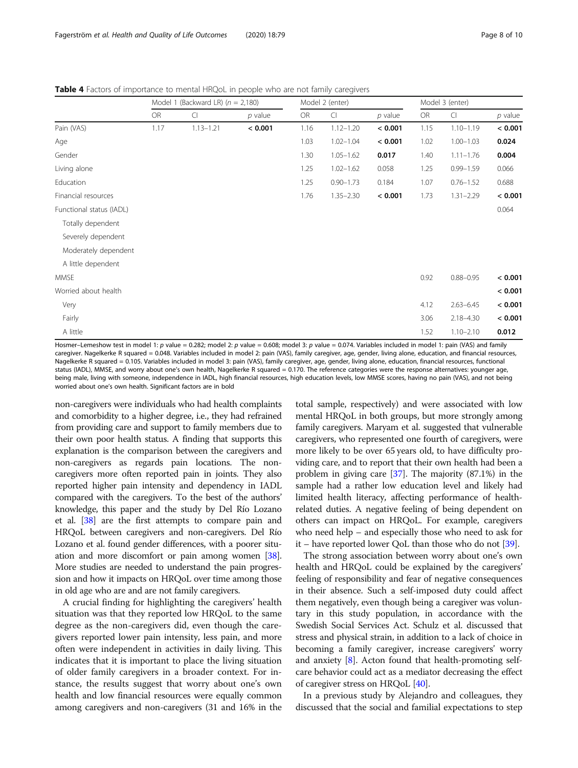**Table 4** Factors of importance to mental HRQoL in people who are not family caregivers

| | Model 1 (Backward LR) ($n$ = 2,180) | | | Model 2 (enter) | | | Model 3 (enter) | | |
|---|---|---|---|---|---|---|---|---|---|
| | OR | CI | $p$ value | OR | CI | $p$ value | OR | CI | $p$ value |
| Pain (VAS) | 1.17 | 1.13–1.21 | **< 0.001** | 1.16 | 1.12–1.20 | **< 0.001** | 1.15 | 1.10–1.19 | **< 0.001** |
| Age | | | | 1.03 | 1.02–1.04 | **< 0.001** | 1.02 | 1.00–1.03 | **0.024** |
| Gender | | | | 1.30 | 1.05–1.62 | **0.017** | 1.40 | 1.11–1.76 | **0.004** |
| Living alone | | | | 1.25 | 1.02–1.62 | 0.058 | 1.25 | 0.99–1.59 | 0.066 |
| Education | | | | 1.25 | 0.90–1.73 | 0.184 | 1.07 | 0.76–1.52 | 0.688 |
| Financial resources | | | | 1.76 | 1.35–2.30 | **< 0.001** | 1.73 | 1.31–2.29 | **< 0.001** |
| Functional status (IADL) | | | | | | | | | 0.064 |
| Totally dependent | | | | | | | | | |
| Severely dependent | | | | | | | | | |
| Moderately dependent | | | | | | | | | |
| A little dependent | | | | | | | | | |
| MMSE | | | | | | | 0.92 | 0.88–0.95 | **< 0.001** |
| Worried about health | | | | | | | | | **< 0.001** |
| Very | | | | | | | 4.12 | 2.63–6.45 | **< 0.001** |
| Fairly | | | | | | | 3.06 | 2.18–4.30 | **< 0.001** |
| A little | | | | | | | 1.52 | 1.10–2.10 | **0.012** |

Hosmer–Lemeshow test in model 1: $p$ value = 0.282; model 2: $p$ value = 0.608; model 3: $p$ value = 0.074. Variables included in model 1: pain (VAS) and family caregiver. Nagelkerke R squared = 0.048. Variables included in model 2: pain (VAS), family caregiver, age, gender, living alone, education, and financial resources, Nagelkerke R squared = 0.105. Variables included in model 3: pain (VAS), family caregiver, age, gender, living alone, education, financial resources, functional status (IADL), MMSE, and worry about one's own health, Nagelkerke R squared = 0.170. The reference categories were the response alternatives: younger age, being male, living with someone, independence in IADL, high financial resources, high education levels, low MMSE scores, having no pain (VAS), and not being worried about one's own health. Significant factors are in bold

non-caregivers were individuals who had health complaints and comorbidity to a higher degree, i.e., they had refrained from providing care and support to family members due to their own poor health status. A finding that supports this explanation is the comparison between the caregivers and non-caregivers as regards pain locations. The non-caregivers more often reported pain in joints. They also reported higher pain intensity and dependency in IADL compared with the caregivers. To the best of the authors' knowledge, this paper and the study by Del Río Lozano et al. [38] are the first attempts to compare pain and HRQoL between caregivers and non-caregivers. Del Río Lozano et al. found gender differences, with a poorer situation and more discomfort or pain among women [38]. More studies are needed to understand the pain progression and how it impacts on HRQoL over time among those in old age who are and are not family caregivers.

A crucial finding for highlighting the caregivers' health situation was that they reported low HRQoL to the same degree as the non-caregivers did, even though the caregivers reported lower pain intensity, less pain, and more often were independent in activities in daily living. This indicates that it is important to place the living situation of older family caregivers in a broader context. For instance, the results suggest that worry about one's own health and low financial resources were equally common among caregivers and non-caregivers (31 and 16% in the total sample, respectively) and were associated with low mental HRQoL in both groups, but more strongly among family caregivers. Maryam et al. suggested that vulnerable caregivers, who represented one fourth of caregivers, were more likely to be over 65 years old, to have difficulty providing care, and to report that their own health had been a problem in giving care [37]. The majority (87.1%) in the sample had a rather low education level and likely had limited health literacy, affecting performance of health-related duties. A negative feeling of being dependent on others can impact on HRQoL. For example, caregivers who need help – and especially those who need to ask for it – have reported lower QoL than those who do not [39].

The strong association between worry about one's own health and HRQoL could be explained by the caregivers' feeling of responsibility and fear of negative consequences in their absence. Such a self-imposed duty could affect them negatively, even though being a caregiver was voluntary in this study population, in accordance with the Swedish Social Services Act. Schulz et al. discussed that stress and physical strain, in addition to a lack of choice in becoming a family caregiver, increase caregivers' worry and anxiety [8]. Acton found that health-promoting self-care behavior could act as a mediator decreasing the effect of caregiver stress on HRQoL [40].

In a previous study by Alejandro and colleagues, they discussed that the social and familial expectations to step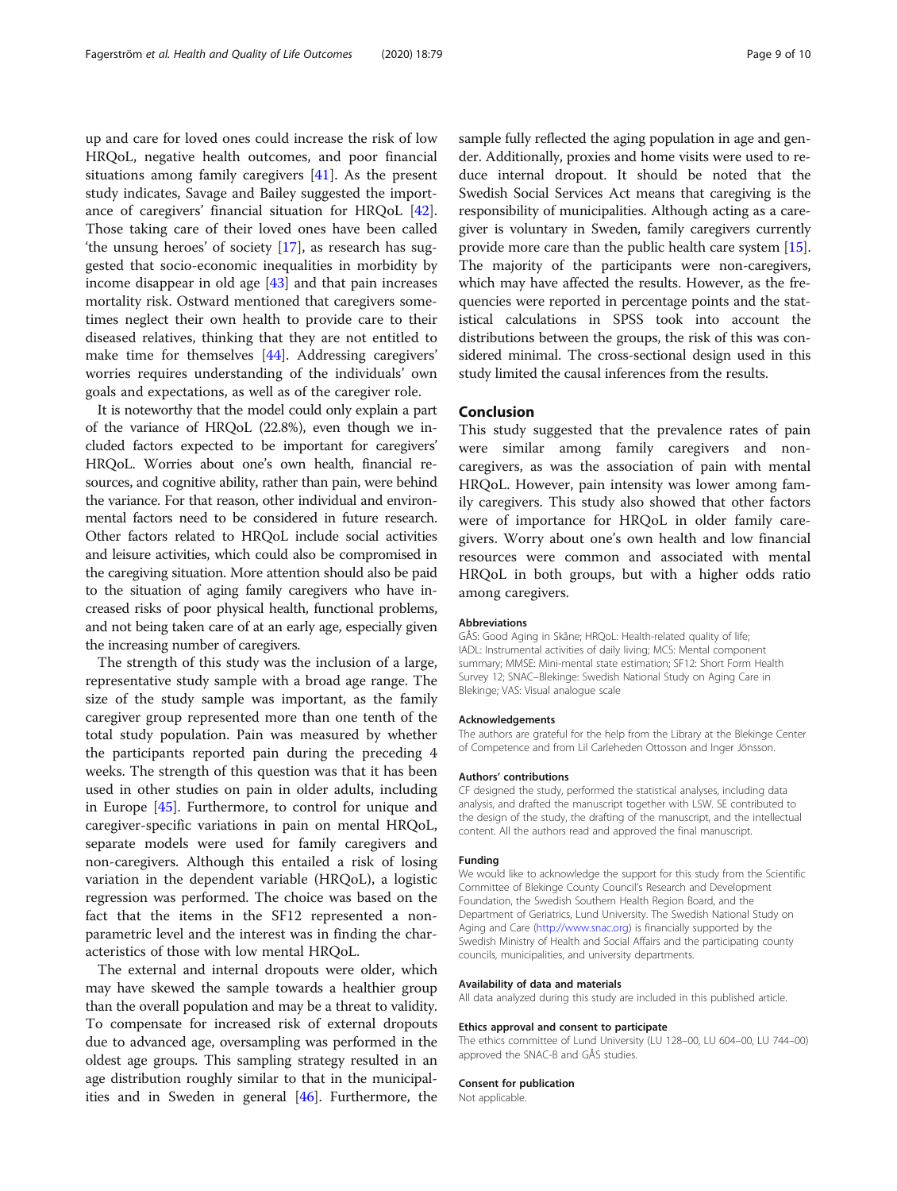up and care for loved ones could increase the risk of low HRQoL, negative health outcomes, and poor financial situations among family caregivers [41]. As the present study indicates, Savage and Bailey suggested the importance of caregivers' financial situation for HRQoL [42]. Those taking care of their loved ones have been called 'the unsung heroes' of society [17], as research has suggested that socio-economic inequalities in morbidity by income disappear in old age [43] and that pain increases mortality risk. Ostward mentioned that caregivers sometimes neglect their own health to provide care to their diseased relatives, thinking that they are not entitled to make time for themselves [44]. Addressing caregivers' worries requires understanding of the individuals' own goals and expectations, as well as of the caregiver role.

It is noteworthy that the model could only explain a part of the variance of HRQoL (22.8%), even though we included factors expected to be important for caregivers' HRQoL. Worries about one's own health, financial resources, and cognitive ability, rather than pain, were behind the variance. For that reason, other individual and environmental factors need to be considered in future research. Other factors related to HRQoL include social activities and leisure activities, which could also be compromised in the caregiving situation. More attention should also be paid to the situation of aging family caregivers who have increased risks of poor physical health, functional problems, and not being taken care of at an early age, especially given the increasing number of caregivers.

The strength of this study was the inclusion of a large, representative study sample with a broad age range. The size of the study sample was important, as the family caregiver group represented more than one tenth of the total study population. Pain was measured by whether the participants reported pain during the preceding 4 weeks. The strength of this question was that it has been used in other studies on pain in older adults, including in Europe [45]. Furthermore, to control for unique and caregiver-specific variations in pain on mental HRQoL, separate models were used for family caregivers and non-caregivers. Although this entailed a risk of losing variation in the dependent variable (HRQoL), a logistic regression was performed. The choice was based on the fact that the items in the SF12 represented a non-parametric level and the interest was in finding the characteristics of those with low mental HRQoL.

The external and internal dropouts were older, which may have skewed the sample towards a healthier group than the overall population and may be a threat to validity. To compensate for increased risk of external dropouts due to advanced age, oversampling was performed in the oldest age groups. This sampling strategy resulted in an age distribution roughly similar to that in the municipalities and in Sweden in general [46]. Furthermore, the sample fully reflected the aging population in age and gender. Additionally, proxies and home visits were used to reduce internal dropout. It should be noted that the Swedish Social Services Act means that caregiving is the responsibility of municipalities. Although acting as a caregiver is voluntary in Sweden, family caregivers currently provide more care than the public health care system [15]. The majority of the participants were non-caregivers, which may have affected the results. However, as the frequencies were reported in percentage points and the statistical calculations in SPSS took into account the distributions between the groups, the risk of this was considered minimal. The cross-sectional design used in this study limited the causal inferences from the results.

## Conclusion

This study suggested that the prevalence rates of pain were similar among family caregivers and non-caregivers, as was the association of pain with mental HRQoL. However, pain intensity was lower among family caregivers. This study also showed that other factors were of importance for HRQoL in older family caregivers. Worry about one's own health and low financial resources were common and associated with mental HRQoL in both groups, but with a higher odds ratio among caregivers.

#### Abbreviations

GÅS: Good Aging in Skåne; HRQoL: Health-related quality of life; IADL: Instrumental activities of daily living; MCS: Mental component summary; MMSE: Mini-mental state estimation; SF12: Short Form Health Survey 12; SNAC–Blekinge: Swedish National Study on Aging Care in Blekinge; VAS: Visual analogue scale

#### Acknowledgements

The authors are grateful for the help from the Library at the Blekinge Center of Competence and from Lil Carleheden Ottosson and Inger Jönsson.

#### Authors' contributions

CF designed the study, performed the statistical analyses, including data analysis, and drafted the manuscript together with LSW. SE contributed to the design of the study, the drafting of the manuscript, and the intellectual content. All the authors read and approved the final manuscript.

#### Funding

We would like to acknowledge the support for this study from the Scientific Committee of Blekinge County Council's Research and Development Foundation, the Swedish Southern Health Region Board, and the Department of Geriatrics, Lund University. The Swedish National Study on Aging and Care (http://www.snac.org) is financially supported by the Swedish Ministry of Health and Social Affairs and the participating county councils, municipalities, and university departments.

#### Availability of data and materials

All data analyzed during this study are included in this published article.

#### Ethics approval and consent to participate

The ethics committee of Lund University (LU 128–00, LU 604–00, LU 744–00) approved the SNAC-B and GÅS studies.

#### Consent for publication

Not applicable.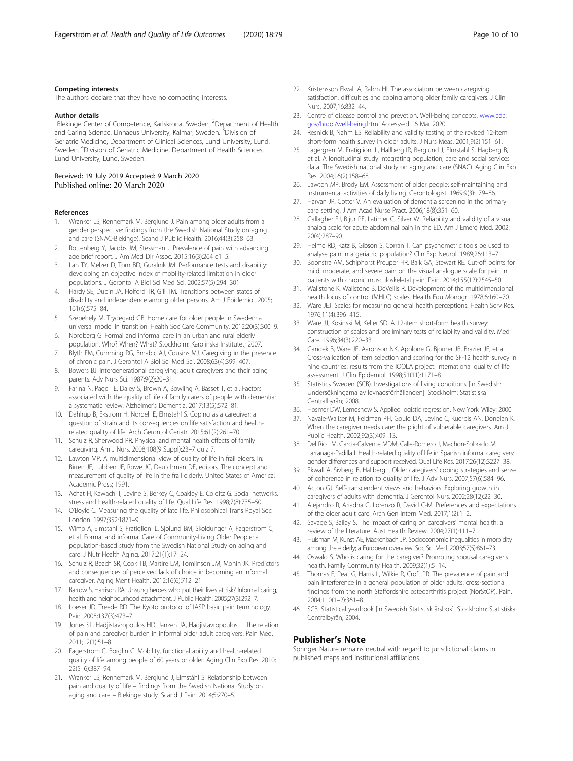#### Competing interests

The authors declare that they have no competing interests.

#### Author details

[1]Blekinge Center of Competence, Karlskrona, Sweden. [2]Department of Health and Caring Science, Linnaeus University, Kalmar, Sweden. [3]Division of Geriatric Medicine, Department of Clinical Sciences, Lund University, Lund, Sweden. [4]Division of Geriatric Medicine, Department of Health Sciences, Lund University, Lund, Sweden.

Received: 19 July 2019 Accepted: 9 March 2020
Published online: 20 March 2020

#### References

1. Wranker LS, Rennemark M, Berglund J. Pain among older adults from a gender perspective: findings from the Swedish National Study on aging and care (SNAC-Blekinge). Scand J Public Health. 2016;44(3):258–63.
2. Rottenberg Y, Jacobs JM, Stessman J. Prevalence of pain with advancing age brief report. J Am Med Dir Assoc. 2015;16(3):264 e1–5.
3. Lan TY, Melzer D, Tom BD, Guralnik JM. Performance tests and disability: developing an objective index of mobility-related limitation in older populations. J Gerontol A Biol Sci Med Sci. 2002;57(5):294–301.
4. Hardy SE, Dubin JA, Holford TR, Gill TM. Transitions between states of disability and independence among older persons. Am J Epidemiol. 2005; 161(6):575–84.
5. Szebehely M, Trydegard GB. Home care for older people in Sweden: a universal model in transition. Health Soc Care Community. 2012;20(3):300–9.
6. Nordberg G. Formal and informal care in an urban and rural elderly population. Who? When? What? Stockholm: Karolinska Institutet; 2007.
7. Blyth FM, Cumming RG, Brnabic AJ, Cousins MJ. Caregiving in the presence of chronic pain. J Gerontol A Biol Sci Med Sci. 2008;63(4):399–407.
8. Bowers BJ. Intergenerational caregiving: adult caregivers and their aging parents. Adv Nurs Sci. 1987;9(2):20–31.
9. Farina N, Page TE, Daley S, Brown A, Bowling A, Basset T, et al. Factors associated with the quality of life of family carers of people with dementia: a systematic review. Alzheimer's Dementia. 2017;13(5):572–81.
10. Dahlrup B, Ekstrom H, Nordell E, Elmstahl S. Coping as a caregiver: a question of strain and its consequences on life satisfaction and health-related quality of life. Arch Gerontol Geriatr. 2015;61(2):261–70.
11. Schulz R, Sherwood PR. Physical and mental health effects of family caregiving. Am J Nurs. 2008;108(9 Suppl):23–7 quiz 7.
12. Lawton MP. A multidimensional view of quality of life in frail elders. In: Birren JE, Lubben JE, Rowe JC, Deutchman DE, editors. The concept and measurement of quality of life in the frail elderly. United States of America: Academic Press; 1991.
13. Achat H, Kawachi I, Levine S, Berkey C, Coakley E, Colditz G. Social networks, stress and health-related quality of life. Qual Life Res. 1998;7(8):735–50.
14. O'Boyle C. Measuring the quality of late life. Philosophical Trans Royal Soc London. 1997;352:1871–9.
15. Wimo A, Elmstahl S, Fratiglioni L, Sjolund BM, Skoldunger A, Fagerstrom C, et al. Formal and informal Care of Community-Living Older People: a population-based study from the Swedish National Study on aging and care. J Nutr Health Aging. 2017;21(1):17–24.
16. Schulz R, Beach SR, Cook TB, Martire LM, Tomlinson JM, Monin JK. Predictors and consequences of perceived lack of choice in becoming an informal caregiver. Aging Ment Health. 2012;16(6):712–21.
17. Barrow S, Harrison RA. Unsung heroes who put their lives at risk? Informal caring, health and neighbourhood attachment. J Public Health. 2005;27(3):292–7.
18. Loeser JD, Treede RD. The Kyoto protocol of IASP basic pain terminology. Pain. 2008;137(3):473–7.
19. Jones SL, Hadjistavropoulos HD, Janzen JA, Hadjistavropoulos T. The relation of pain and caregiver burden in informal older adult caregivers. Pain Med. 2011;12(1):51–8.
20. Fagerstrom C, Borglin G. Mobility, functional ability and health-related quality of life among people of 60 years or older. Aging Clin Exp Res. 2010; 22(5–6):387–94.
21. Wranker LS, Rennemark M, Berglund J, Elmståhl S. Relationship between pain and quality of life – findings from the Swedish National Study on aging and care – Blekinge study. Scand J Pain. 2014;5:270–5.
22. Kristensson Ekvall A, Rahm HI. The association between caregiving satisfaction, difficulties and coping among older family caregivers. J Clin Nurs. 2007;16:832–44.
23. Centre of disease control and prevetion. Well-being concepts, www.cdc.gov/hrqol/well-being.htm. Accesssed 16 Mar 2020.
24. Resnick B, Nahm ES. Reliability and validity testing of the revised 12-item short-form health survey in older adults. J Nurs Meas. 2001;9(2):151–61.
25. Lagergren M, Fratiglioni L, Hallberg IR, Berglund J, Elmstahl S, Hagberg B, et al. A longitudinal study integrating population, care and social services data. The Swedish national study on aging and care (SNAC). Aging Clin Exp Res. 2004;16(2):158–68.
26. Lawton MP, Brody EM. Assessment of older people: self-maintaining and instrumental activities of daily living. Gerontologist. 1969;9(3):179–86.
27. Harvan JR, Cotter V. An evaluation of dementia screening in the primary care setting. J Am Acad Nurse Pract. 2006;18(8):351–60.
28. Gallagher EJ, Bijur PE, Latimer C, Silver W. Reliability and validity of a visual analog scale for acute abdominal pain in the ED. Am J Emerg Med. 2002; 20(4):287–90.
29. Helme RD, Katz B, Gibson S, Corran T. Can psychometric tools be used to analyse pain in a geriatric population? Clin Exp Neurol. 1989;26:113–7.
30. Boonstra AM, Schiphorst Preuper HR, Balk GA, Stewart RE. Cut-off points for mild, moderate, and severe pain on the visual analogue scale for pain in patients with chronic musculoskeletal pain. Pain. 2014;155(12):2545–50.
31. Wallstone K, Wallstone B, DeVellis R. Development of the multidimensional health locus of control (MHLC) scales. Health Edu Monogr. 1978;6:160–70.
32. Ware JEJ. Scales for measuring general health perceptions. Health Serv Res. 1976;11(4):396–415.
33. Ware JJ, Kosinski M, Keller SD. A 12-item short-form health survey: construction of scales and preliminary tests of reliability and validity. Med Care. 1996;34(3):220–33.
34. Gandek B, Ware JE, Aaronson NK, Apolone G, Bjorner JB, Brazier JE, et al. Cross-validation of item selection and scoring for the SF-12 health survey in nine countries: results from the IQOLA project. International quality of life assessment. J Clin Epidemiol. 1998;51(11):1171–8.
35. Statistics Sweden (SCB). Investigations of living conditions [In Swedish: Undersökningarna av levnadsförhållanden]. Stockholm: Statistiska Centralbyrån; 2008.
36. Hosmer DW, Lemeshow S. Applied logistic regression. New York: Wiley; 2000.
37. Navaie-Waliser M, Feldman PH, Gould DA, Levine C, Kuerbis AN, Donelan K. When the caregiver needs care: the plight of vulnerable caregivers. Am J Public Health. 2002;92(3):409–13.
38. Del Rio LM, Garcia-Calvente MDM, Calle-Romero J, Machon-Sobrado M, Larranaga-Padilla I. Health-related quality of life in Spanish informal caregivers: gender differences and support received. Qual Life Res. 2017;26(12):3227–38.
39. Ekwall A, Sivberg B, Hallberg I. Older caregivers' coping strategies and sense of coherence in relation to quality of life. J Adv Nurs. 2007;57(6):584–96.
40. Acton GJ. Self-transcendent views and behaviors. Exploring growth in caregivers of adults with dementia. J Gerontol Nurs. 2002;28(12):22–30.
41. Alejandro R, Ariadna G, Lorenzo R, David C-M. Preferences and expectations of the older adult care. Arch Gen Intern Med. 2017;1(2):1–2.
42. Savage S, Bailey S. The impact of caring on caregivers' mental health: a review of the literature. Aust Health Review. 2004;27(1):111–7.
43. Huisman M, Kunst AE, Mackenbach JP. Socioeconomic inequalities in morbidity among the elderly; a European overview. Soc Sci Med. 2003;57(5):861–73.
44. Oswald S. Who is caring for the caregiver? Promoting spousal caregiver's health. Family Community Health. 2009;32(1):5–14.
45. Thomas E, Peat G, Harris L, Wilkie R, Croft PR. The prevalence of pain and pain interference in a general population of older adults: cross-sectional findings from the north Staffordshire osteoarthritis project (NorStOP). Pain. 2004;110(1–2):361–8.
46. SCB. Statistical yearbook [In Swedish Statistisk årsbok]. Stockholm: Statistiska Centralbyrån; 2004.

## Publisher's Note

Springer Nature remains neutral with regard to jurisdictional claims in published maps and institutional affiliations.